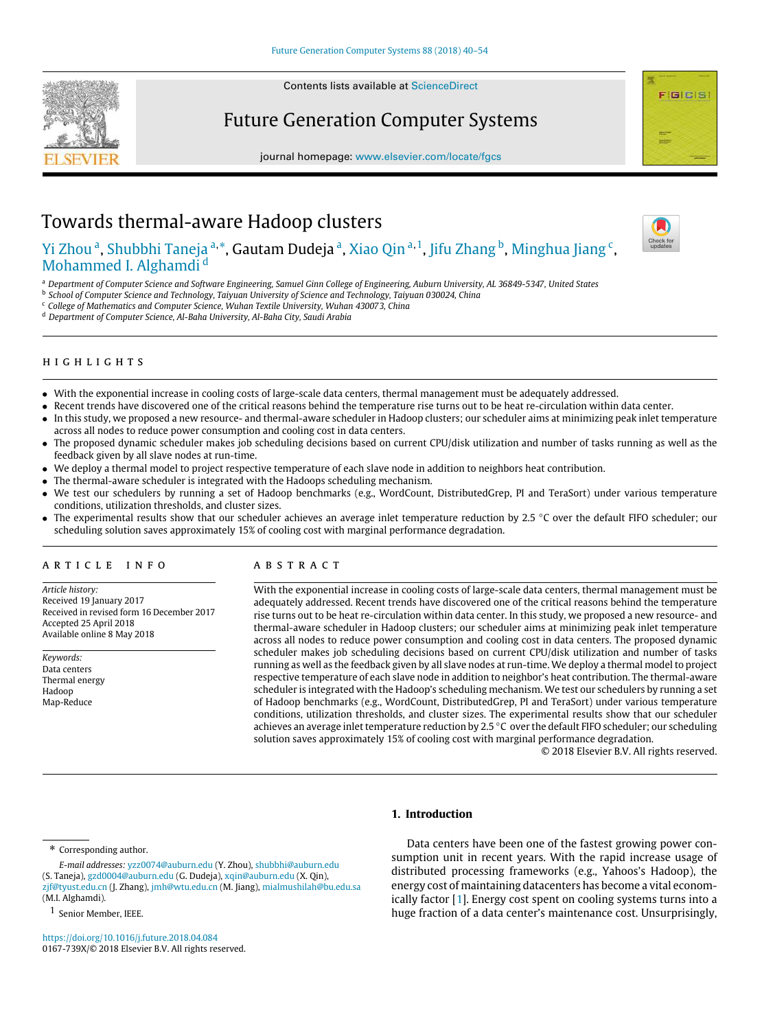# Towards thermal-aware Hadoop clusters

Yi Zhou [a], Shubbhi Taneja [a,*], Gautam Dudeja [a], Xiao Qin [a,1], Jifu Zhang [b], Minghua Jiang [c], Mohammed I. Alghamdi [d]

[a] Department of Computer Science and Software Engineering, Samuel Ginn College of Engineering, Auburn University, AL 36849-5347, United States
[b] School of Computer Science and Technology, Taiyuan University of Science and Technology, Taiyuan 030024, China
[c] College of Mathematics and Computer Science, Wuhan Textile University, Wuhan 430073, China
[d] Department of Computer Science, Al-Baha University, Al-Baha City, Saudi Arabia

## HIGHLIGHTS

- With the exponential increase in cooling costs of large-scale data centers, thermal management must be adequately addressed.
- Recent trends have discovered one of the critical reasons behind the temperature rise turns out to be heat re-circulation within data center.
- In this study, we proposed a new resource- and thermal-aware scheduler in Hadoop clusters; our scheduler aims at minimizing peak inlet temperature across all nodes to reduce power consumption and cooling cost in data centers.
- The proposed dynamic scheduler makes job scheduling decisions based on current CPU/disk utilization and number of tasks running as well as the feedback given by all slave nodes at run-time.
- We deploy a thermal model to project respective temperature of each slave node in addition to neighbors heat contribution.
- The thermal-aware scheduler is integrated with the Hadoops scheduling mechanism.
- We test our schedulers by running a set of Hadoop benchmarks (e.g., WordCount, DistributedGrep, PI and TeraSort) under various temperature conditions, utilization thresholds, and cluster sizes.
- The experimental results show that our scheduler achieves an average inlet temperature reduction by 2.5 °C over the default FIFO scheduler; our scheduling solution saves approximately 15% of cooling cost with marginal performance degradation.

## ARTICLE INFO

*Article history:*
Received 19 January 2017
Received in revised form 16 December 2017
Accepted 25 April 2018
Available online 8 May 2018

*Keywords:*
Data centers
Thermal energy
Hadoop
Map-Reduce

## ABSTRACT

With the exponential increase in cooling costs of large-scale data centers, thermal management must be adequately addressed. Recent trends have discovered one of the critical reasons behind the temperature rise turns out to be heat re-circulation within data center. In this study, we proposed a new resource- and thermal-aware scheduler in Hadoop clusters; our scheduler aims at minimizing peak inlet temperature across all nodes to reduce power consumption and cooling cost in data centers. The proposed dynamic scheduler makes job scheduling decisions based on current CPU/disk utilization and number of tasks running as well as the feedback given by all slave nodes at run-time. We deploy a thermal model to project respective temperature of each slave node in addition to neighbor's heat contribution. The thermal-aware scheduler is integrated with the Hadoop's scheduling mechanism. We test our schedulers by running a set of Hadoop benchmarks (e.g., WordCount, DistributedGrep, PI and TeraSort) under various temperature conditions, utilization thresholds, and cluster sizes. The experimental results show that our scheduler achieves an average inlet temperature reduction by 2.5 °C over the default FIFO scheduler; our scheduling solution saves approximately 15% of cooling cost with marginal performance degradation.

© 2018 Elsevier B.V. All rights reserved.

## 1. Introduction

Data centers have been one of the fastest growing power consumption unit in recent years. With the rapid increase usage of distributed processing frameworks (e.g., Yahoos's Hadoop), the energy cost of maintaining datacenters has become a vital economically factor [1]. Energy cost spent on cooling systems turns into a huge fraction of a data center's maintenance cost. Unsurprisingly,

* Corresponding author.
*E-mail addresses:* yzz0074@auburn.edu (Y. Zhou), shubbhi@auburn.edu (S. Taneja), gzd0004@auburn.edu (G. Dudeja), xqin@auburn.edu (X. Qin), zjf@tyust.edu.cn (J. Zhang), jmh@wtu.edu.cn (M. Jiang), mialmushilah@bu.edu.sa (M.I. Alghamdi).
[1] Senior Member, IEEE.

https://doi.org/10.1016/j.future.2018.04.084
0167-739X/© 2018 Elsevier B.V. All rights reserved.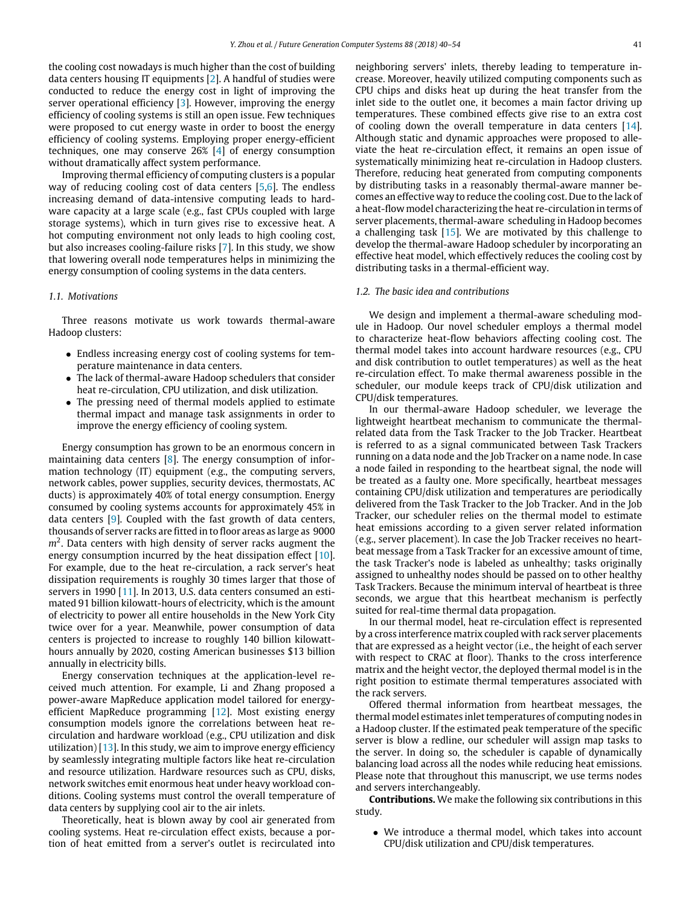the cooling cost nowadays is much higher than the cost of building data centers housing IT equipments [2]. A handful of studies were conducted to reduce the energy cost in light of improving the server operational efficiency [3]. However, improving the energy efficiency of cooling systems is still an open issue. Few techniques were proposed to cut energy waste in order to boost the energy efficiency of cooling systems. Employing proper energy-efficient techniques, one may conserve 26% [4] of energy consumption without dramatically affect system performance.

Improving thermal efficiency of computing clusters is a popular way of reducing cooling cost of data centers [5,6]. The endless increasing demand of data-intensive computing leads to hardware capacity at a large scale (e.g., fast CPUs coupled with large storage systems), which in turn gives rise to excessive heat. A hot computing environment not only leads to high cooling cost, but also increases cooling-failure risks [7]. In this study, we show that lowering overall node temperatures helps in minimizing the energy consumption of cooling systems in the data centers.

### *1.1. Motivations*

Three reasons motivate us work towards thermal-aware Hadoop clusters:

- Endless increasing energy cost of cooling systems for temperature maintenance in data centers.
- The lack of thermal-aware Hadoop schedulers that consider heat re-circulation, CPU utilization, and disk utilization.
- The pressing need of thermal models applied to estimate thermal impact and manage task assignments in order to improve the energy efficiency of cooling system.

Energy consumption has grown to be an enormous concern in maintaining data centers [8]. The energy consumption of information technology (IT) equipment (e.g., the computing servers, network cables, power supplies, security devices, thermostats, AC ducts) is approximately 40% of total energy consumption. Energy consumed by cooling systems accounts for approximately 45% in data centers [9]. Coupled with the fast growth of data centers, thousands of server racks are fitted in to floor areas as large as 9000 $m^2$. Data centers with high density of server racks augment the energy consumption incurred by the heat dissipation effect [10]. For example, due to the heat re-circulation, a rack server's heat dissipation requirements is roughly 30 times larger that those of servers in 1990 [11]. In 2013, U.S. data centers consumed an estimated 91 billion kilowatt-hours of electricity, which is the amount of electricity to power all entire households in the New York City twice over for a year. Meanwhile, power consumption of data centers is projected to increase to roughly 140 billion kilowatt-hours annually by 2020, costing American businesses $13 billion annually in electricity bills.

Energy conservation techniques at the application-level received much attention. For example, Li and Zhang proposed a power-aware MapReduce application model tailored for energy-efficient MapReduce programming [12]. Most existing energy consumption models ignore the correlations between heat re-circulation and hardware workload (e.g., CPU utilization and disk utilization) [13]. In this study, we aim to improve energy efficiency by seamlessly integrating multiple factors like heat re-circulation and resource utilization. Hardware resources such as CPU, disks, network switches emit enormous heat under heavy workload conditions. Cooling systems must control the overall temperature of data centers by supplying cool air to the air inlets.

Theoretically, heat is blown away by cool air generated from cooling systems. Heat re-circulation effect exists, because a portion of heat emitted from a server's outlet is recirculated into neighboring servers' inlets, thereby leading to temperature increase. Moreover, heavily utilized computing components such as CPU chips and disks heat up during the heat transfer from the inlet side to the outlet one, it becomes a main factor driving up temperatures. These combined effects give rise to an extra cost of cooling down the overall temperature in data centers [14]. Although static and dynamic approaches were proposed to alleviate the heat re-circulation effect, it remains an open issue of systematically minimizing heat re-circulation in Hadoop clusters. Therefore, reducing heat generated from computing components by distributing tasks in a reasonably thermal-aware manner becomes an effective way to reduce the cooling cost. Due to the lack of a heat-flow model characterizing the heat re-circulation in terms of server placements, thermal-aware scheduling in Hadoop becomes a challenging task [15]. We are motivated by this challenge to develop the thermal-aware Hadoop scheduler by incorporating an effective heat model, which effectively reduces the cooling cost by distributing tasks in a thermal-efficient way.

### *1.2. The basic idea and contributions*

We design and implement a thermal-aware scheduling module in Hadoop. Our novel scheduler employs a thermal model to characterize heat-flow behaviors affecting cooling cost. The thermal model takes into account hardware resources (e.g., CPU and disk contribution to outlet temperatures) as well as the heat re-circulation effect. To make thermal awareness possible in the scheduler, our module keeps track of CPU/disk utilization and CPU/disk temperatures.

In our thermal-aware Hadoop scheduler, we leverage the lightweight heartbeat mechanism to communicate the thermal-related data from the Task Tracker to the Job Tracker. Heartbeat is referred to as a signal communicated between Task Trackers running on a data node and the Job Tracker on a name node. In case a node failed in responding to the heartbeat signal, the node will be treated as a faulty one. More specifically, heartbeat messages containing CPU/disk utilization and temperatures are periodically delivered from the Task Tracker to the Job Tracker. And in the Job Tracker, our scheduler relies on the thermal model to estimate heat emissions according to a given server related information (e.g., server placement). In case the Job Tracker receives no heartbeat message from a Task Tracker for an excessive amount of time, the task Tracker's node is labeled as unhealthy; tasks originally assigned to unhealthy nodes should be passed on to other healthy Task Trackers. Because the minimum interval of heartbeat is three seconds, we argue that this heartbeat mechanism is perfectly suited for real-time thermal data propagation.

In our thermal model, heat re-circulation effect is represented by a cross interference matrix coupled with rack server placements that are expressed as a height vector (i.e., the height of each server with respect to CRAC at floor). Thanks to the cross interference matrix and the height vector, the deployed thermal model is in the right position to estimate thermal temperatures associated with the rack servers.

Offered thermal information from heartbeat messages, the thermal model estimates inlet temperatures of computing nodes in a Hadoop cluster. If the estimated peak temperature of the specific server is blow a redline, our scheduler will assign map tasks to the server. In doing so, the scheduler is capable of dynamically balancing load across all the nodes while reducing heat emissions. Please note that throughout this manuscript, we use terms nodes and servers interchangeably.

**Contributions.** We make the following six contributions in this study.

- We introduce a thermal model, which takes into account CPU/disk utilization and CPU/disk temperatures.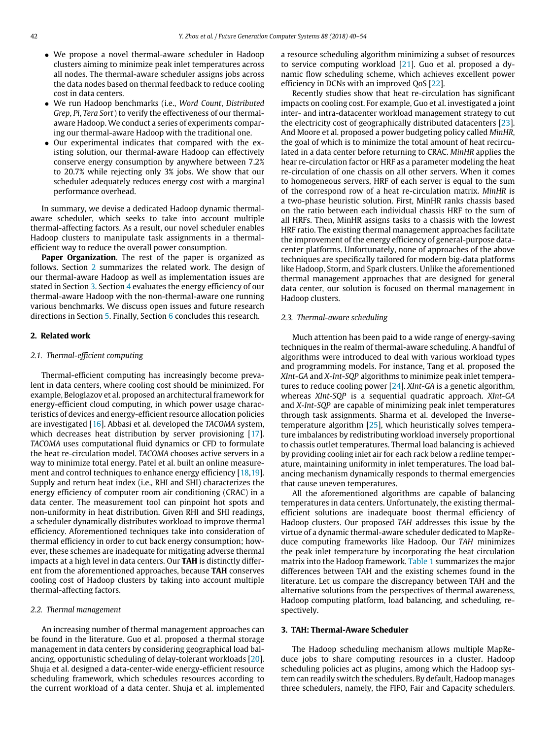- We propose a novel thermal-aware scheduler in Hadoop clusters aiming to minimize peak inlet temperatures across all nodes. The thermal-aware scheduler assigns jobs across the data nodes based on thermal feedback to reduce cooling cost in data centers.
- We run Hadoop benchmarks (i.e., *Word Count*, *Distributed Grep*, *Pi*, *Tera Sort*) to verify the effectiveness of our thermal-aware Hadoop. We conduct a series of experiments comparing our thermal-aware Hadoop with the traditional one.
- Our experimental indicates that compared with the existing solution, our thermal-aware Hadoop can effectively conserve energy consumption by anywhere between 7.2% to 20.7% while rejecting only 3% jobs. We show that our scheduler adequately reduces energy cost with a marginal performance overhead.

In summary, we devise a dedicated Hadoop dynamic thermal-aware scheduler, which seeks to take into account multiple thermal-affecting factors. As a result, our novel scheduler enables Hadoop clusters to manipulate task assignments in a thermal-efficient way to reduce the overall power consumption.

**Paper Organization**. The rest of the paper is organized as follows. Section 2 summarizes the related work. The design of our thermal-aware Hadoop as well as implementation issues are stated in Section 3. Section 4 evaluates the energy efficiency of our thermal-aware Hadoop with the non-thermal-aware one running various benchmarks. We discuss open issues and future research directions in Section 5. Finally, Section 6 concludes this research.

## 2. Related work

### 2.1. Thermal-efficient computing

Thermal-efficient computing has increasingly become prevalent in data centers, where cooling cost should be minimized. For example, Beloglazov et al. proposed an architectural framework for energy-efficient cloud computing, in which power usage characteristics of devices and energy-efficient resource allocation policies are investigated [16]. Abbasi et al. developed the *TACOMA* system, which decreases heat distribution by server provisioning [17]. *TACOMA* uses computational fluid dynamics or CFD to formulate the heat re-circulation model. *TACOMA* chooses active servers in a way to minimize total energy. Patel et al. built an online measurement and control techniques to enhance energy efficiency [18,19]. Supply and return heat index (i.e., RHI and SHI) characterizes the energy efficiency of computer room air conditioning (CRAC) in a data center. The measurement tool can pinpoint hot spots and non-uniformity in heat distribution. Given RHI and SHI readings, a scheduler dynamically distributes workload to improve thermal efficiency. Aforementioned techniques take into consideration of thermal efficiency in order to cut back energy consumption; however, these schemes are inadequate for mitigating adverse thermal impacts at a high level in data centers. Our **TAH** is distinctly different from the aforementioned approaches, because **TAH** conserves cooling cost of Hadoop clusters by taking into account multiple thermal-affecting factors.

### 2.2. Thermal management

An increasing number of thermal management approaches can be found in the literature. Guo et al. proposed a thermal storage management in data centers by considering geographical load balancing, opportunistic scheduling of delay-tolerant workloads [20]. Shuja et al. designed a data-center-wide energy-efficient resource scheduling framework, which schedules resources according to the current workload of a data center. Shuja et al. implemented a resource scheduling algorithm minimizing a subset of resources to service computing workload [21]. Guo et al. proposed a dynamic flow scheduling scheme, which achieves excellent power efficiency in DCNs with an improved QoS [22].

Recently studies show that heat re-circulation has significant impacts on cooling cost. For example, Guo et al. investigated a joint inter- and intra-datacenter workload management strategy to cut the electricity cost of geographically distributed datacenters [23]. And Moore et al. proposed a power budgeting policy called *MinHR*, the goal of which is to minimize the total amount of heat recirculated in a data center before returning to CRAC. *MinHR* applies the hear re-circulation factor or HRF as a parameter modeling the heat re-circulation of one chassis on all other servers. When it comes to homogeneous servers, HRF of each server is equal to the sum of the correspond row of a heat re-circulation matrix. *MinHR* is a two-phase heuristic solution. First, MinHR ranks chassis based on the ratio between each individual chassis HRF to the sum of all HRFs. Then, MinHR assigns tasks to a chassis with the lowest HRF ratio. The existing thermal management approaches facilitate the improvement of the energy efficiency of general-purpose data-center platforms. Unfortunately, none of approaches of the above techniques are specifically tailored for modern big-data platforms like Hadoop, Storm, and Spark clusters. Unlike the aforementioned thermal management approaches that are designed for general data center, our solution is focused on thermal management in Hadoop clusters.

### 2.3. Thermal-aware scheduling

Much attention has been paid to a wide range of energy-saving techniques in the realm of thermal-aware scheduling. A handful of algorithms were introduced to deal with various workload types and programming models. For instance, Tang et al. proposed the *XInt-GA* and *X-Int-SQP* algorithms to minimize peak inlet temperatures to reduce cooling power [24]. *XInt-GA* is a genetic algorithm, whereas *XInt-SQP* is a sequential quadratic approach. *XInt-GA* and *X-Int-SQP* are capable of minimizing peak inlet temperatures through task assignments. Sharma et al. developed the Inverse-temperature algorithm [25], which heuristically solves temperature imbalances by redistributing workload inversely proportional to chassis outlet temperatures. Thermal load balancing is achieved by providing cooling inlet air for each rack below a redline temperature, maintaining uniformity in inlet temperatures. The load balancing mechanism dynamically responds to thermal emergencies that cause uneven temperatures.

All the aforementioned algorithms are capable of balancing temperatures in data centers. Unfortunately, the existing thermal-efficient solutions are inadequate boost thermal efficiency of Hadoop clusters. Our proposed *TAH* addresses this issue by the virtue of a dynamic thermal-aware scheduler dedicated to MapReduce computing frameworks like Hadoop. Our *TAH* minimizes the peak inlet temperature by incorporating the heat circulation matrix into the Hadoop framework. Table 1 summarizes the major differences between TAH and the existing schemes found in the literature. Let us compare the discrepancy between TAH and the alternative solutions from the perspectives of thermal awareness, Hadoop computing platform, load balancing, and scheduling, respectively.

## 3. TAH: Thermal-Aware Scheduler

The Hadoop scheduling mechanism allows multiple MapReduce jobs to share computing resources in a cluster. Hadoop scheduling policies act as plugins, among which the Hadoop system can readily switch the schedulers. By default, Hadoop manages three schedulers, namely, the FIFO, Fair and Capacity schedulers.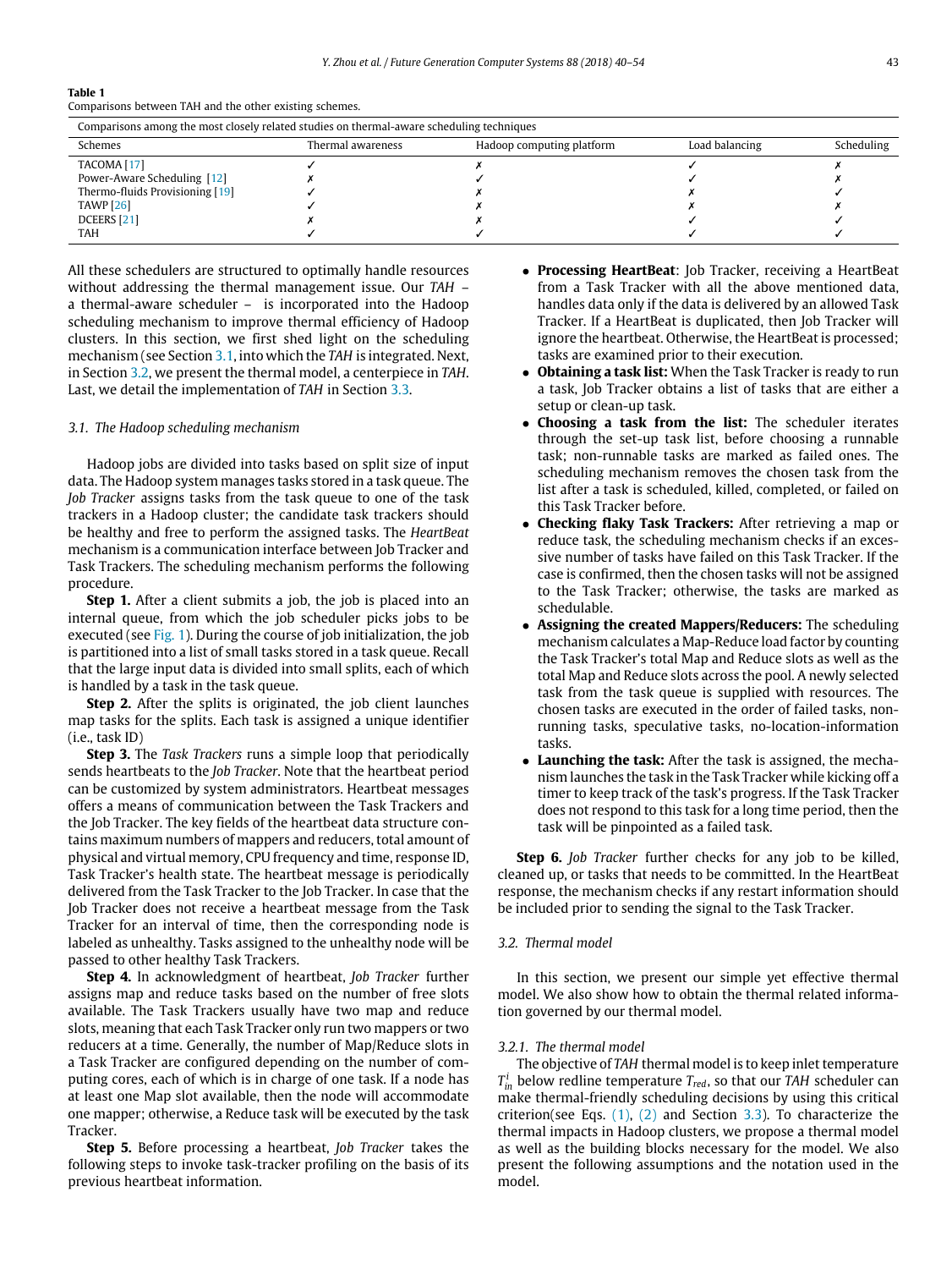**Table 1**
Comparisons between TAH and the other existing schemes.

| Comparisons among the most closely related studies on thermal-aware scheduling techniques | | | | |
|---|---|---|---|---|
| Schemes | Thermal awareness | Hadoop computing platform | Load balancing | Scheduling |
| TACOMA [17] | ✓ | ✗ | ✓ | ✗ |
| Power-Aware Scheduling [12] | ✗ | ✓ | ✓ | ✗ |
| Thermo-fluids Provisioning [19] | ✓ | ✗ | ✗ | ✓ |
| TAWP [26] | ✓ | ✗ | ✗ | ✗ |
| DCEERS [21] | ✗ | ✗ | ✓ | ✓ |
| TAH | ✓ | ✓ | ✓ | ✓ |

All these schedulers are structured to optimally handle resources without addressing the thermal management issue. Our *TAH* – a thermal-aware scheduler – is incorporated into the Hadoop scheduling mechanism to improve thermal efficiency of Hadoop clusters. In this section, we first shed light on the scheduling mechanism (see Section 3.1, into which the *TAH* is integrated. Next, in Section 3.2, we present the thermal model, a centerpiece in *TAH*. Last, we detail the implementation of *TAH* in Section 3.3.

### *3.1. The Hadoop scheduling mechanism*

Hadoop jobs are divided into tasks based on split size of input data. The Hadoop system manages tasks stored in a task queue. The *Job Tracker* assigns tasks from the task queue to one of the task trackers in a Hadoop cluster; the candidate task trackers should be healthy and free to perform the assigned tasks. The *HeartBeat* mechanism is a communication interface between Job Tracker and Task Trackers. The scheduling mechanism performs the following procedure.

**Step 1.** After a client submits a job, the job is placed into an internal queue, from which the job scheduler picks jobs to be executed (see Fig. 1). During the course of job initialization, the job is partitioned into a list of small tasks stored in a task queue. Recall that the large input data is divided into small splits, each of which is handled by a task in the task queue.

**Step 2.** After the splits is originated, the job client launches map tasks for the splits. Each task is assigned a unique identifier (i.e., task ID)

**Step 3.** The *Task Trackers* runs a simple loop that periodically sends heartbeats to the *Job Tracker*. Note that the heartbeat period can be customized by system administrators. Heartbeat messages offers a means of communication between the Task Trackers and the Job Tracker. The key fields of the heartbeat data structure contains maximum numbers of mappers and reducers, total amount of physical and virtual memory, CPU frequency and time, response ID, Task Tracker's health state. The heartbeat message is periodically delivered from the Task Tracker to the Job Tracker. In case that the Job Tracker does not receive a heartbeat message from the Task Tracker for an interval of time, then the corresponding node is labeled as unhealthy. Tasks assigned to the unhealthy node will be passed to other healthy Task Trackers.

**Step 4.** In acknowledgment of heartbeat, *Job Tracker* further assigns map and reduce tasks based on the number of free slots available. The Task Trackers usually have two map and reduce slots, meaning that each Task Tracker only run two mappers or two reducers at a time. Generally, the number of Map/Reduce slots in a Task Tracker are configured depending on the number of computing cores, each of which is in charge of one task. If a node has at least one Map slot available, then the node will accommodate one mapper; otherwise, a Reduce task will be executed by the task Tracker.

**Step 5.** Before processing a heartbeat, *Job Tracker* takes the following steps to invoke task-tracker profiling on the basis of its previous heartbeat information.

- **Processing HeartBeat**: Job Tracker, receiving a HeartBeat from a Task Tracker with all the above mentioned data, handles data only if the data is delivered by an allowed Task Tracker. If a HeartBeat is duplicated, then Job Tracker will ignore the heartbeat. Otherwise, the HeartBeat is processed; tasks are examined prior to their execution.
- **Obtaining a task list:** When the Task Tracker is ready to run a task, Job Tracker obtains a list of tasks that are either a setup or clean-up task.
- **Choosing a task from the list:** The scheduler iterates through the set-up task list, before choosing a runnable task; non-runnable tasks are marked as failed ones. The scheduling mechanism removes the chosen task from the list after a task is scheduled, killed, completed, or failed on this Task Tracker before.
- **Checking flaky Task Trackers:** After retrieving a map or reduce task, the scheduling mechanism checks if an excessive number of tasks have failed on this Task Tracker. If the case is confirmed, then the chosen tasks will not be assigned to the Task Tracker; otherwise, the tasks are marked as schedulable.
- **Assigning the created Mappers/Reducers:** The scheduling mechanism calculates a Map-Reduce load factor by counting the Task Tracker's total Map and Reduce slots as well as the total Map and Reduce slots across the pool. A newly selected task from the task queue is supplied with resources. The chosen tasks are executed in the order of failed tasks, non-running tasks, speculative tasks, no-location-information tasks.
- **Launching the task:** After the task is assigned, the mechanism launches the task in the Task Tracker while kicking off a timer to keep track of the task's progress. If the Task Tracker does not respond to this task for a long time period, then the task will be pinpointed as a failed task.

**Step 6.** *Job Tracker* further checks for any job to be killed, cleaned up, or tasks that needs to be committed. In the HeartBeat response, the mechanism checks if any restart information should be included prior to sending the signal to the Task Tracker.

### *3.2. Thermal model*

In this section, we present our simple yet effective thermal model. We also show how to obtain the thermal related information governed by our thermal model.

#### *3.2.1. The thermal model*

The objective of *TAH* thermal model is to keep inlet temperature $T_{in}^{i}$ below redline temperature $T_{red}$, so that our *TAH* scheduler can make thermal-friendly scheduling decisions by using this critical criterion(see Eqs. (1), (2) and Section 3.3). To characterize the thermal impacts in Hadoop clusters, we propose a thermal model as well as the building blocks necessary for the model. We also present the following assumptions and the notation used in the model.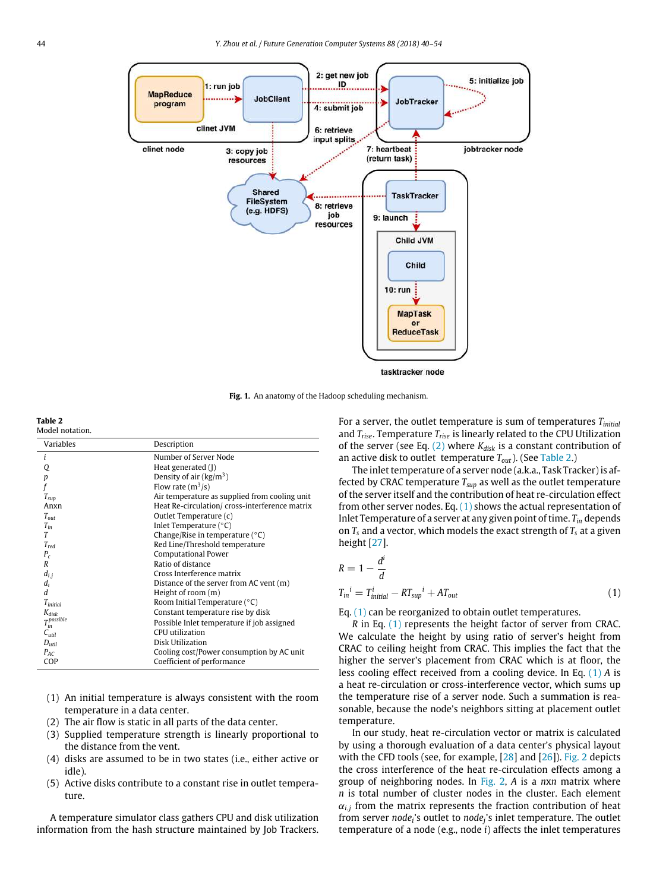Fig. 1. An anatomy of the Hadoop scheduling mechanism.

**Table 2**
Model notation.

| Variables | Description |
|---|---|
| $i$ | Number of Server Node |
| $Q$ | Heat generated (J) |
| $p$ | Density of air (kg/m$^3$) |
| $f$ | Flow rate (m$^3$/s) |
| $T_{sup}$ | Air temperature as supplied from cooling unit |
| Anxn | Heat Re-circulation/ cross-interference matrix |
| $T_{out}$ | Outlet Temperature (c) |
| $T_{in}$ | Inlet Temperature (°C) |
| $T$ | Change/Rise in temperature (°C) |
| $T_{red}$ | Red Line/Threshold temperature |
| $P_c$ | Computational Power |
| $R$ | Ratio of distance |
| $d_{i,j}$ | Cross Interference matrix |
| $d_i$ | Distance of the server from AC vent (m) |
| $d$ | Height of room (m) |
| $T_{initial}$ | Room Initial Temperature (°C) |
| $K_{disk}$ | Constant temperature rise by disk |
| $T_{in}^{possible}$ | Possible Inlet temperature if job assigned |
| $C_{util}$ | CPU utilization |
| $D_{util}$ | Disk Utilization |
| $P_{AC}$ | Cooling cost/Power consumption by AC unit |
| COP | Coefficient of performance |

(1) An initial temperature is always consistent with the room temperature in a data center.
(2) The air flow is static in all parts of the data center.
(3) Supplied temperature strength is linearly proportional to the distance from the vent.
(4) disks are assumed to be in two states (i.e., either active or idle).
(5) Active disks contribute to a constant rise in outlet temperature.

A temperature simulator class gathers CPU and disk utilization information from the hash structure maintained by Job Trackers. For a server, the outlet temperature is sum of temperatures $T_{initial}$ and $T_{rise}$. Temperature $T_{rise}$ is linearly related to the CPU Utilization of the server (see Eq. (2) where $K_{disk}$ is a constant contribution of an active disk to outlet temperature $T_{out}$). (See Table 2.)

The inlet temperature of a server node (a.k.a., Task Tracker) is affected by CRAC temperature $T_{sup}$ as well as the outlet temperature of the server itself and the contribution of heat re-circulation effect from other server nodes. Eq. (1) shows the actual representation of Inlet Temperature of a server at any given point of time. $T_{in}$ depends on $T_s$ and a vector, which models the exact strength of $T_s$ at a given height [27].

$$R = 1 - \frac{d^i}{d}$$

$$T_{in}{}^i = T^i_{initial} - RT_{sup}{}^i + AT_{out} \quad (1)$$

Eq. (1) can be reorganized to obtain outlet temperatures.

$R$ in Eq. (1) represents the height factor of server from CRAC. We calculate the height by using ratio of server's height from CRAC to ceiling height from CRAC. This implies the fact that the higher the server's placement from CRAC which is at floor, the less cooling effect received from a cooling device. In Eq. (1) $A$ is a heat re-circulation or cross-interference vector, which sums up the temperature rise of a server node. Such a summation is reasonable, because the node's neighbors sitting at placement outlet temperature.

In our study, heat re-circulation vector or matrix is calculated by using a thorough evaluation of a data center's physical layout with the CFD tools (see, for example, [28] and [26]). Fig. 2 depicts the cross interference of the heat re-circulation effects among a group of neighboring nodes. In Fig. 2, $A$ is a $nxn$ matrix where $n$ is total number of cluster nodes in the cluster. Each element $\alpha_{i,j}$ from the matrix represents the fraction contribution of heat from server $node_i$'s outlet to $node_j$'s inlet temperature. The outlet temperature of a node (e.g., node $i$) affects the inlet temperatures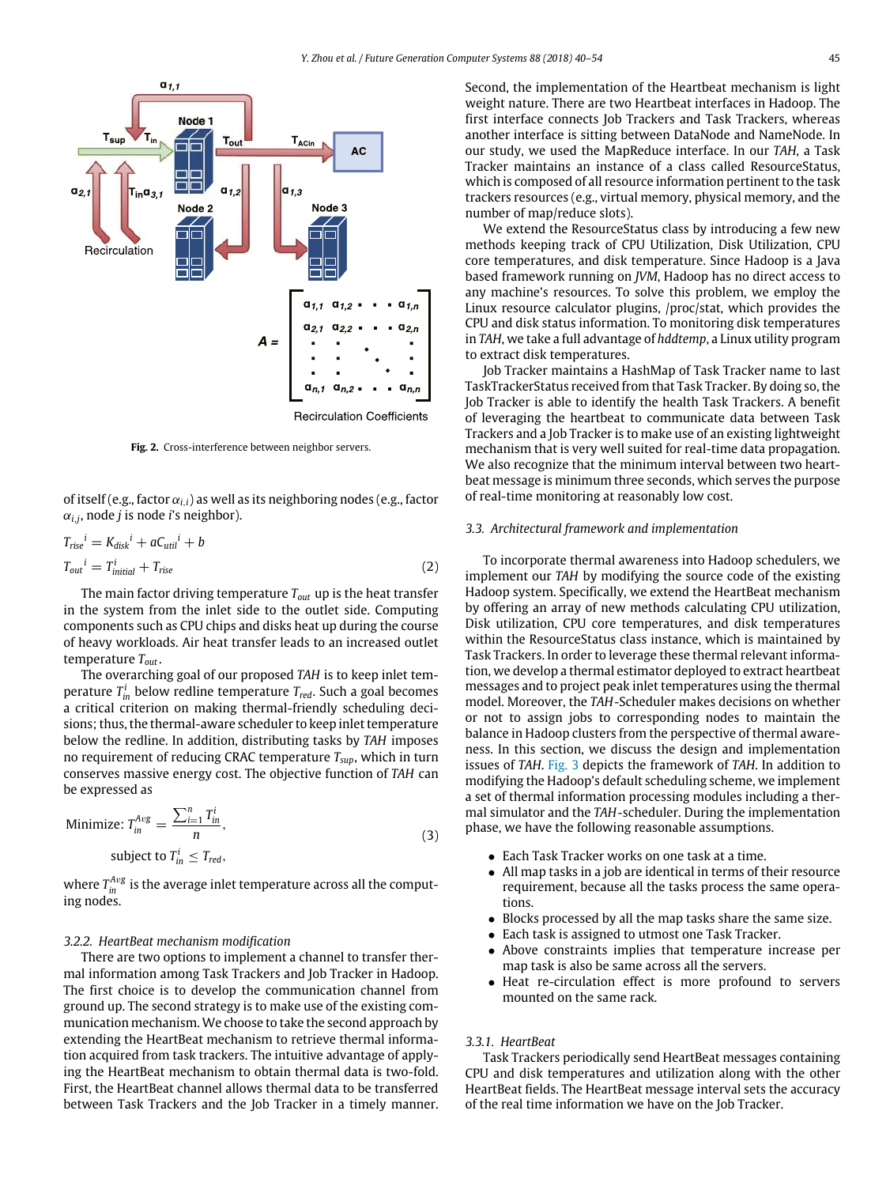Fig. 2. Cross-interference between neighbor servers.

of itself (e.g., factor $\alpha_{i,i}$) as well as its neighboring nodes (e.g., factor $\alpha_{i,j}$, node $j$ is node $i$'s neighbor).

$$T_{rise}{}^{i} = K_{disk}{}^{i} + aC_{util}{}^{i} + b$$
$$T_{out}{}^{i} = T^{i}_{initial} + T_{rise} \tag{2}$$

The main factor driving temperature $T_{out}$ up is the heat transfer in the system from the inlet side to the outlet side. Computing components such as CPU chips and disks heat up during the course of heavy workloads. Air heat transfer leads to an increased outlet temperature $T_{out}$.

The overarching goal of our proposed *TAH* is to keep inlet temperature $T^{i}_{in}$ below redline temperature $T_{red}$. Such a goal becomes a critical criterion on making thermal-friendly scheduling decisions; thus, the thermal-aware scheduler to keep inlet temperature below the redline. In addition, distributing tasks by *TAH* imposes no requirement of reducing CRAC temperature $T_{sup}$, which in turn conserves massive energy cost. The objective function of *TAH* can be expressed as

$$\text{Minimize: } T^{Avg}_{in} = \frac{\sum_{i=1}^{n} T^{i}_{in}}{n}, \qquad \text{subject to } T^{i}_{in} \leq T_{red}, \tag{3}$$

where $T^{Avg}_{in}$ is the average inlet temperature across all the computing nodes.

#### 3.2.2. HeartBeat mechanism modification

There are two options to implement a channel to transfer thermal information among Task Trackers and Job Tracker in Hadoop. The first choice is to develop the communication channel from ground up. The second strategy is to make use of the existing communication mechanism. We choose to take the second approach by extending the HeartBeat mechanism to retrieve thermal information acquired from task trackers. The intuitive advantage of applying the HeartBeat mechanism to obtain thermal data is two-fold. First, the HeartBeat channel allows thermal data to be transferred between Task Trackers and the Job Tracker in a timely manner. Second, the implementation of the Heartbeat mechanism is light weight nature. There are two Heartbeat interfaces in Hadoop. The first interface connects Job Trackers and Task Trackers, whereas another interface is sitting between DataNode and NameNode. In our study, we used the MapReduce interface. In our *TAH*, a Task Tracker maintains an instance of a class called ResourceStatus, which is composed of all resource information pertinent to the task trackers resources (e.g., virtual memory, physical memory, and the number of map/reduce slots).

We extend the ResourceStatus class by introducing a few new methods keeping track of CPU Utilization, Disk Utilization, CPU core temperatures, and disk temperature. Since Hadoop is a Java based framework running on *JVM*, Hadoop has no direct access to any machine's resources. To solve this problem, we employ the Linux resource calculator plugins, /proc/stat, which provides the CPU and disk status information. To monitoring disk temperatures in *TAH*, we take a full advantage of *hddtemp*, a Linux utility program to extract disk temperatures.

Job Tracker maintains a HashMap of Task Tracker name to last TaskTrackerStatus received from that Task Tracker. By doing so, the Job Tracker is able to identify the health Task Trackers. A benefit of leveraging the heartbeat to communicate data between Task Trackers and a Job Tracker is to make use of an existing lightweight mechanism that is very well suited for real-time data propagation. We also recognize that the minimum interval between two heartbeat message is minimum three seconds, which serves the purpose of real-time monitoring at reasonably low cost.

### 3.3. Architectural framework and implementation

To incorporate thermal awareness into Hadoop schedulers, we implement our *TAH* by modifying the source code of the existing Hadoop system. Specifically, we extend the HeartBeat mechanism by offering an array of new methods calculating CPU utilization, Disk utilization, CPU core temperatures, and disk temperatures within the ResourceStatus class instance, which is maintained by Task Trackers. In order to leverage these thermal relevant information, we develop a thermal estimator deployed to extract heartbeat messages and to project peak inlet temperatures using the thermal model. Moreover, the *TAH*-Scheduler makes decisions on whether or not to assign jobs to corresponding nodes to maintain the balance in Hadoop clusters from the perspective of thermal awareness. In this section, we discuss the design and implementation issues of *TAH*. Fig. 3 depicts the framework of *TAH*. In addition to modifying the Hadoop's default scheduling scheme, we implement a set of thermal information processing modules including a thermal simulator and the *TAH*-scheduler. During the implementation phase, we have the following reasonable assumptions.

- Each Task Tracker works on one task at a time.
- All map tasks in a job are identical in terms of their resource requirement, because all the tasks process the same operations.
- Blocks processed by all the map tasks share the same size.
- Each task is assigned to utmost one Task Tracker.
- Above constraints implies that temperature increase per map task is also be same across all the servers.
- Heat re-circulation effect is more profound to servers mounted on the same rack.

#### 3.3.1. HeartBeat

Task Trackers periodically send HeartBeat messages containing CPU and disk temperatures and utilization along with the other HeartBeat fields. The HeartBeat message interval sets the accuracy of the real time information we have on the Job Tracker.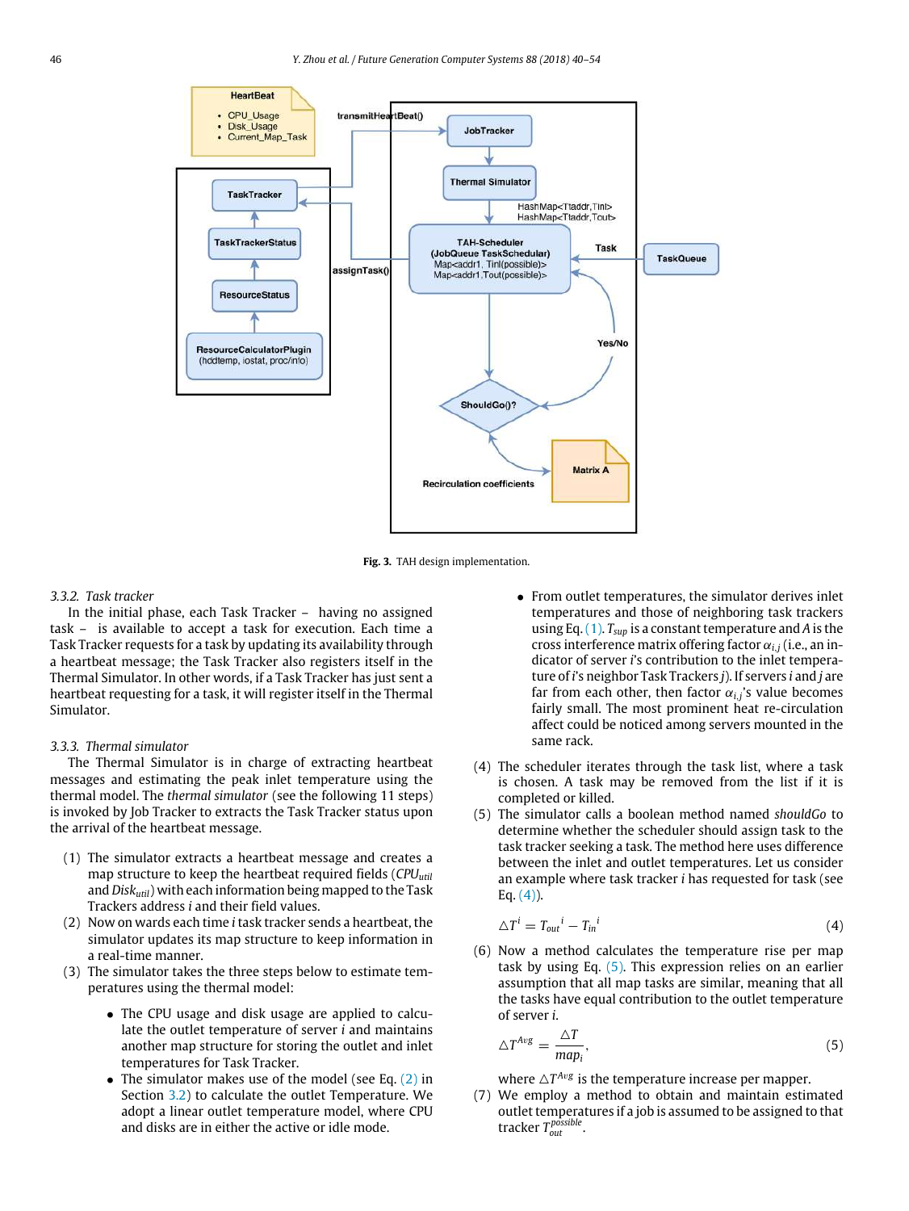Fig. 3. TAH design implementation.

#### 3.3.2. Task tracker

In the initial phase, each Task Tracker – having no assigned task – is available to accept a task for execution. Each time a Task Tracker requests for a task by updating its availability through a heartbeat message; the Task Tracker also registers itself in the Thermal Simulator. In other words, if a Task Tracker has just sent a heartbeat requesting for a task, it will register itself in the Thermal Simulator.

#### 3.3.3. Thermal simulator

The Thermal Simulator is in charge of extracting heartbeat messages and estimating the peak inlet temperature using the thermal model. The *thermal simulator* (see the following 11 steps) is invoked by Job Tracker to extracts the Task Tracker status upon the arrival of the heartbeat message.

(1) The simulator extracts a heartbeat message and creates a map structure to keep the heartbeat required fields ($CPU_{util}$ and $Disk_{util}$) with each information being mapped to the Task Trackers address $i$ and their field values.
(2) Now on wards each time $i$ task tracker sends a heartbeat, the simulator updates its map structure to keep information in a real-time manner.
(3) The simulator takes the three steps below to estimate temperatures using the thermal model:
   - The CPU usage and disk usage are applied to calculate the outlet temperature of server $i$ and maintains another map structure for storing the outlet and inlet temperatures for Task Tracker.
   - The simulator makes use of the model (see Eq. (2) in Section 3.2) to calculate the outlet Temperature. We adopt a linear outlet temperature model, where CPU and disks are in either the active or idle mode.
   - From outlet temperatures, the simulator derives inlet temperatures and those of neighboring task trackers using Eq. (1). $T_{sup}$ is a constant temperature and $A$ is the cross interference matrix offering factor $\alpha_{i,j}$ (i.e., an indicator of server $i$'s contribution to the inlet temperature of $i$'s neighbor Task Trackers $j$). If servers $i$ and $j$ are far from each other, then factor $\alpha_{i,j}$'s value becomes fairly small. The most prominent heat re-circulation affect could be noticed among servers mounted in the same rack.
(4) The scheduler iterates through the task list, where a task is chosen. A task may be removed from the list if it is completed or killed.
(5) The simulator calls a boolean method named *shouldGo* to determine whether the scheduler should assign task to the task tracker seeking a task. The method here uses difference between the inlet and outlet temperatures. Let us consider an example where task tracker $i$ has requested for task (see Eq. (4)).

$$\triangle T^i = T_{out}{}^i - T_{in}{}^i \tag{4}$$

(6) Now a method calculates the temperature rise per map task by using Eq. (5). This expression relies on an earlier assumption that all map tasks are similar, meaning that all the tasks have equal contribution to the outlet temperature of server $i$.

$$\triangle T^{Avg} = \frac{\triangle T}{map_i}, \tag{5}$$

where $\triangle T^{Avg}$ is the temperature increase per mapper.

(7) We employ a method to obtain and maintain estimated outlet temperatures if a job is assumed to be assigned to that tracker $T_{out}^{possible}$.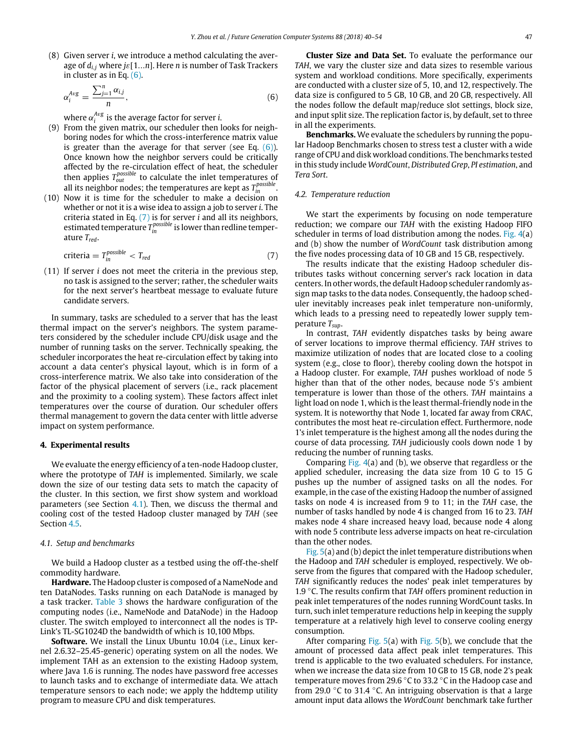(8) Given server $i$, we introduce a method calculating the average of $d_{i,j}$ where $j\varepsilon[1\ldots n]$. Here $n$ is number of Task Trackers in cluster as in Eq. (6).

$$\alpha_i^{Avg} = \frac{\sum_{j=1}^{n} \alpha_{i,j}}{n}, \tag{6}$$

where $\alpha_i^{Avg}$ is the average factor for server $i$.

(9) From the given matrix, our scheduler then looks for neighboring nodes for which the cross-interference matrix value is greater than the average for that server (see Eq. (6)). Once known how the neighbor servers could be critically affected by the re-circulation effect of heat, the scheduler then applies $T_{out}^{possible}$ to calculate the inlet temperatures of all its neighbor nodes; the temperatures are kept as $T_{in}^{possible}$.

(10) Now it is time for the scheduler to make a decision on whether or not it is a wise idea to assign a job to server $i$. The criteria stated in Eq. (7) is for server $i$ and all its neighbors, estimated temperature $T_{in}^{possible}$ is lower than redline temperature $T_{red}$.

$$\text{criteria} = T_{in}^{possible} < T_{red} \tag{7}$$

(11) If server $i$ does not meet the criteria in the previous step, no task is assigned to the server; rather, the scheduler waits for the next server's heartbeat message to evaluate future candidate servers.

In summary, tasks are scheduled to a server that has the least thermal impact on the server's neighbors. The system parameters considered by the scheduler include CPU/disk usage and the number of running tasks on the server. Technically speaking, the scheduler incorporates the heat re-circulation effect by taking into account a data center's physical layout, which is in form of a cross-interference matrix. We also take into consideration of the factor of the physical placement of servers (i.e., rack placement and the proximity to a cooling system). These factors affect inlet temperatures over the course of duration. Our scheduler offers thermal management to govern the data center with little adverse impact on system performance.

## 4. Experimental results

We evaluate the energy efficiency of a ten-node Hadoop cluster, where the prototype of *TAH* is implemented. Similarly, we scale down the size of our testing data sets to match the capacity of the cluster. In this section, we first show system and workload parameters (see Section 4.1). Then, we discuss the thermal and cooling cost of the tested Hadoop cluster managed by *TAH* (see Section 4.5.

### 4.1. Setup and benchmarks

We build a Hadoop cluster as a testbed using the off-the-shelf commodity hardware.

**Hardware.** The Hadoop cluster is composed of a NameNode and ten DataNodes. Tasks running on each DataNode is managed by a task tracker. Table 3 shows the hardware configuration of the computing nodes (i.e., NameNode and DataNode) in the Hadoop cluster. The switch employed to interconnect all the nodes is TP-Link's TL-SG1024D the bandwidth of which is 10,100 Mbps.

**Software.** We install the Linux Ubuntu 10.04 (i.e., Linux kernel 2.6.32–25.45-generic) operating system on all the nodes. We implement TAH as an extension to the existing Hadoop system, where Java 1.6 is running. The nodes have password free accesses to launch tasks and to exchange of intermediate data. We attach temperature sensors to each node; we apply the hddtemp utility program to measure CPU and disk temperatures.

**Cluster Size and Data Set.** To evaluate the performance our *TAH*, we vary the cluster size and data sizes to resemble various system and workload conditions. More specifically, experiments are conducted with a cluster size of 5, 10, and 12, respectively. The data size is configured to 5 GB, 10 GB, and 20 GB, respectively. All the nodes follow the default map/reduce slot settings, block size, and input split size. The replication factor is, by default, set to three in all the experiments.

**Benchmarks.** We evaluate the schedulers by running the popular Hadoop Benchmarks chosen to stress test a cluster with a wide range of CPU and disk workload conditions. The benchmarks tested in this study include *WordCount*, *Distributed Grep*, *PI estimation*, and *Tera Sort*.

### 4.2. Temperature reduction

We start the experiments by focusing on node temperature reduction; we compare our *TAH* with the existing Hadoop FIFO scheduler in terms of load distribution among the nodes. Fig. 4(a) and (b) show the number of *WordCount* task distribution among the five nodes processing data of 10 GB and 15 GB, respectively.

The results indicate that the existing Hadoop scheduler distributes tasks without concerning server's rack location in data centers. In other words, the default Hadoop scheduler randomly assign map tasks to the data nodes. Consequently, the hadoop scheduler inevitably increases peak inlet temperature non-uniformly, which leads to a pressing need to repeatedly lower supply temperature $T_{sup}$.

In contrast, *TAH* evidently dispatches tasks by being aware of server locations to improve thermal efficiency. *TAH* strives to maximize utilization of nodes that are located close to a cooling system (e.g., close to floor), thereby cooling down the hotspot in a Hadoop cluster. For example, *TAH* pushes workload of node 5 higher than that of the other nodes, because node 5's ambient temperature is lower than those of the others. *TAH* maintains a light load on node 1, which is the least thermal-friendly node in the system. It is noteworthy that Node 1, located far away from CRAC, contributes the most heat re-circulation effect. Furthermore, node 1's inlet temperature is the highest among all the nodes during the course of data processing. *TAH* judiciously cools down node 1 by reducing the number of running tasks.

Comparing Fig. 4(a) and (b), we observe that regardless or the applied scheduler, increasing the data size from 10 G to 15 G pushes up the number of assigned tasks on all the nodes. For example, in the case of the existing Hadoop the number of assigned tasks on node 4 is increased from 9 to 11; in the *TAH* case, the number of tasks handled by node 4 is changed from 16 to 23. *TAH* makes node 4 share increased heavy load, because node 4 along with node 5 contribute less adverse impacts on heat re-circulation than the other nodes.

Fig. 5(a) and (b) depict the inlet temperature distributions when the Hadoop and *TAH* scheduler is employed, respectively. We observe from the figures that compared with the Hadoop scheduler, *TAH* significantly reduces the nodes' peak inlet temperatures by 1.9 °C. The results confirm that *TAH* offers prominent reduction in peak inlet temperatures of the nodes running WordCount tasks. In turn, such inlet temperature reductions help in keeping the supply temperature at a relatively high level to conserve cooling energy consumption.

After comparing Fig. 5(a) with Fig. 5(b), we conclude that the amount of processed data affect peak inlet temperatures. This trend is applicable to the two evaluated schedulers. For instance, when we increase the data size from 10 GB to 15 GB, node 2's peak temperature moves from 29.6 °C to 33.2 °C in the Hadoop case and from 29.0 °C to 31.4 °C. An intriguing observation is that a large amount input data allows the *WordCount* benchmark take further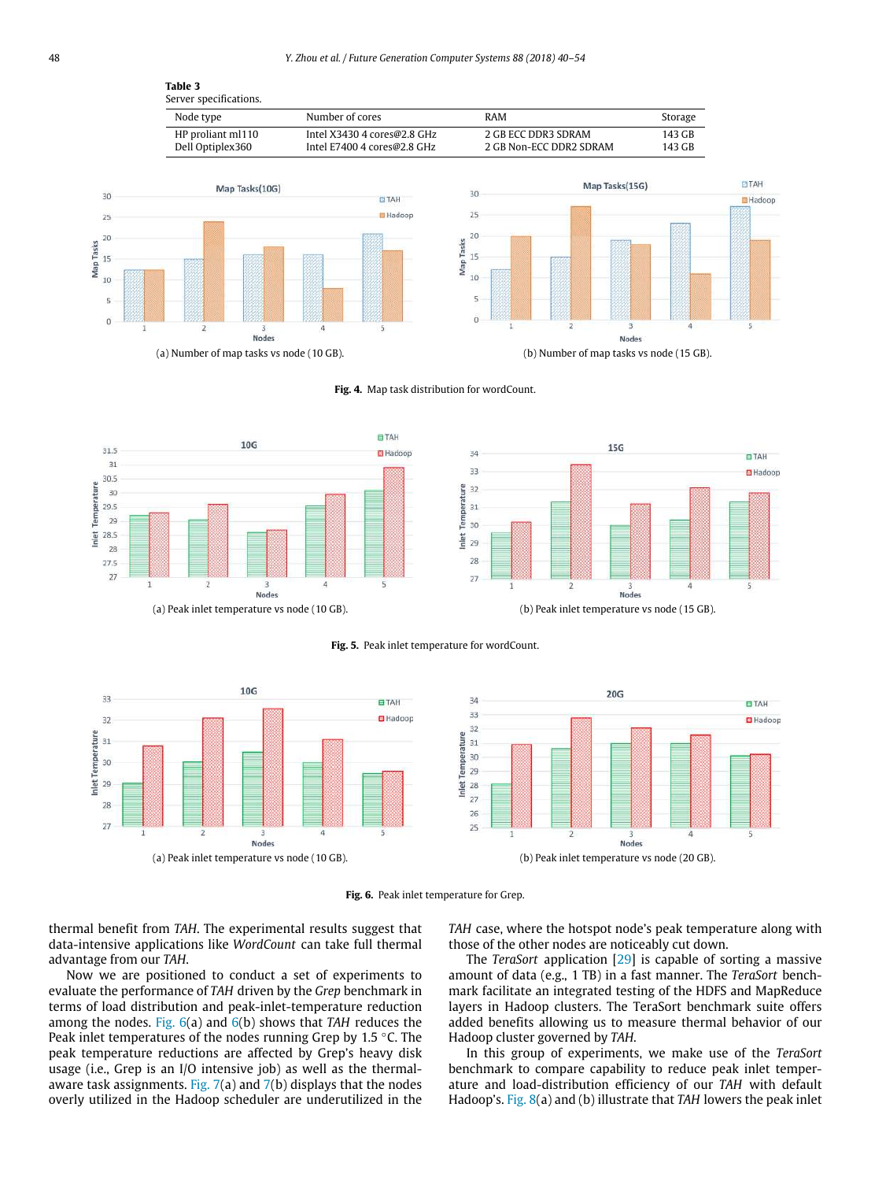**Table 3**
Server specifications.

| Node type | Number of cores | RAM | Storage |
|---|---|---|---|
| HP proliant ml110 | Intel X3430 4 cores@2.8 GHz | 2 GB ECC DDR3 SDRAM | 143 GB |
| Dell Optiplex360 | Intel E7400 4 cores@2.8 GHz | 2 GB Non-ECC DDR2 SDRAM | 143 GB |

(a) Number of map tasks vs node (10 GB).

(b) Number of map tasks vs node (15 GB).

**Fig. 4.** Map task distribution for wordCount.

(a) Peak inlet temperature vs node (10 GB).

(b) Peak inlet temperature vs node (15 GB).

**Fig. 5.** Peak inlet temperature for wordCount.

(a) Peak inlet temperature vs node (10 GB).

(b) Peak inlet temperature vs node (20 GB).

**Fig. 6.** Peak inlet temperature for Grep.

thermal benefit from *TAH*. The experimental results suggest that data-intensive applications like *WordCount* can take full thermal advantage from our *TAH*.

Now we are positioned to conduct a set of experiments to evaluate the performance of *TAH* driven by the *Grep* benchmark in terms of load distribution and peak-inlet-temperature reduction among the nodes. Fig. 6(a) and 6(b) shows that *TAH* reduces the Peak inlet temperatures of the nodes running Grep by 1.5 °C. The peak temperature reductions are affected by Grep's heavy disk usage (i.e., Grep is an I/O intensive job) as well as the thermal-aware task assignments. Fig. 7(a) and 7(b) displays that the nodes overly utilized in the Hadoop scheduler are underutilized in the *TAH* case, where the hotspot node's peak temperature along with those of the other nodes are noticeably cut down.

The *TeraSort* application [29] is capable of sorting a massive amount of data (e.g., 1 TB) in a fast manner. The *TeraSort* benchmark facilitate an integrated testing of the HDFS and MapReduce layers in Hadoop clusters. The TeraSort benchmark suite offers added benefits allowing us to measure thermal behavior of our Hadoop cluster governed by *TAH*.

In this group of experiments, we make use of the *TeraSort* benchmark to compare capability to reduce peak inlet temperature and load-distribution efficiency of our *TAH* with default Hadoop's. Fig. 8(a) and (b) illustrate that *TAH* lowers the peak inlet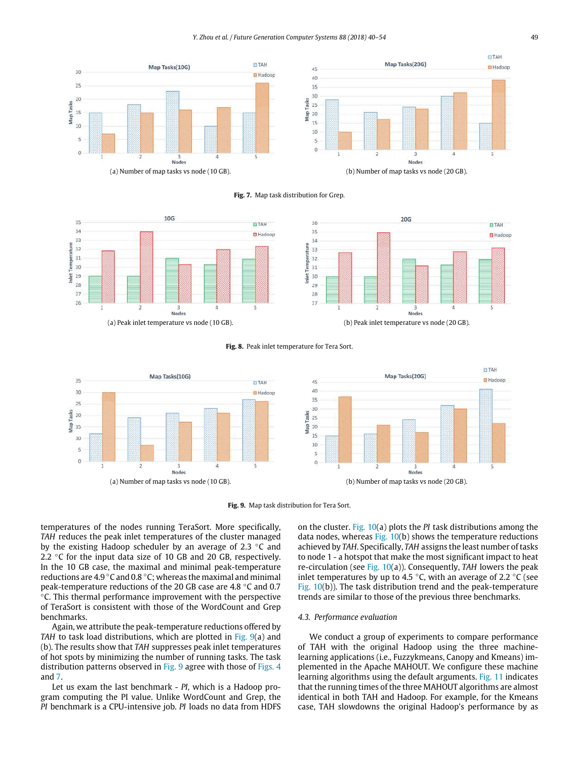(a) Number of map tasks vs node (10 GB).

(b) Number of map tasks vs node (20 GB).

**Fig. 7.** Map task distribution for Grep.

(a) Peak inlet temperature vs node (10 GB).

(b) Peak inlet temperature vs node (20 GB).

**Fig. 8.** Peak inlet temperature for Tera Sort.

(a) Number of map tasks vs node (10 GB).

(b) Number of map tasks vs node (20 GB).

**Fig. 9.** Map task distribution for Tera Sort.

temperatures of the nodes running TeraSort. More specifically, *TAH* reduces the peak inlet temperatures of the cluster managed by the existing Hadoop scheduler by an average of 2.3 °C and 2.2 °C for the input data size of 10 GB and 20 GB, respectively. In the 10 GB case, the maximal and minimal peak-temperature reductions are 4.9 °C and 0.8 °C; whereas the maximal and minimal peak-temperature reductions of the 20 GB case are 4.8 °C and 0.7 °C. This thermal performance improvement with the perspective of TeraSort is consistent with those of the WordCount and Grep benchmarks.

Again, we attribute the peak-temperature reductions offered by *TAH* to task load distributions, which are plotted in Fig. 9(a) and (b). The results show that *TAH* suppresses peak inlet temperatures of hot spots by minimizing the number of running tasks. The task distribution patterns observed in Fig. 9 agree with those of Figs. 4 and 7.

Let us exam the last benchmark - *PI*, which is a Hadoop program computing the PI value. Unlike WordCount and Grep, the *PI* benchmark is a CPU-intensive job. *PI* loads no data from HDFS on the cluster. Fig. 10(a) plots the *PI* task distributions among the data nodes, whereas Fig. 10(b) shows the temperature reductions achieved by *TAH*. Specifically, *TAH* assigns the least number of tasks to node 1 - a hotspot that make the most significant impact to heat re-circulation (see Fig. 10(a)). Consequently, *TAH* lowers the peak inlet temperatures by up to 4.5 °C, with an average of 2.2 °C (see Fig. 10(b)). The task distribution trend and the peak-temperature trends are similar to those of the previous three benchmarks.

### 4.3. Performance evaluation

We conduct a group of experiments to compare performance of TAH with the original Hadoop using the three machine-learning applications (i.e., Fuzzykmeans, Canopy and Kmeans) implemented in the Apache MAHOUT. We configure these machine learning algorithms using the default arguments. Fig. 11 indicates that the running times of the three MAHOUT algorithms are almost identical in both TAH and Hadoop. For example, for the Kmeans case, TAH slowdowns the original Hadoop's performance by as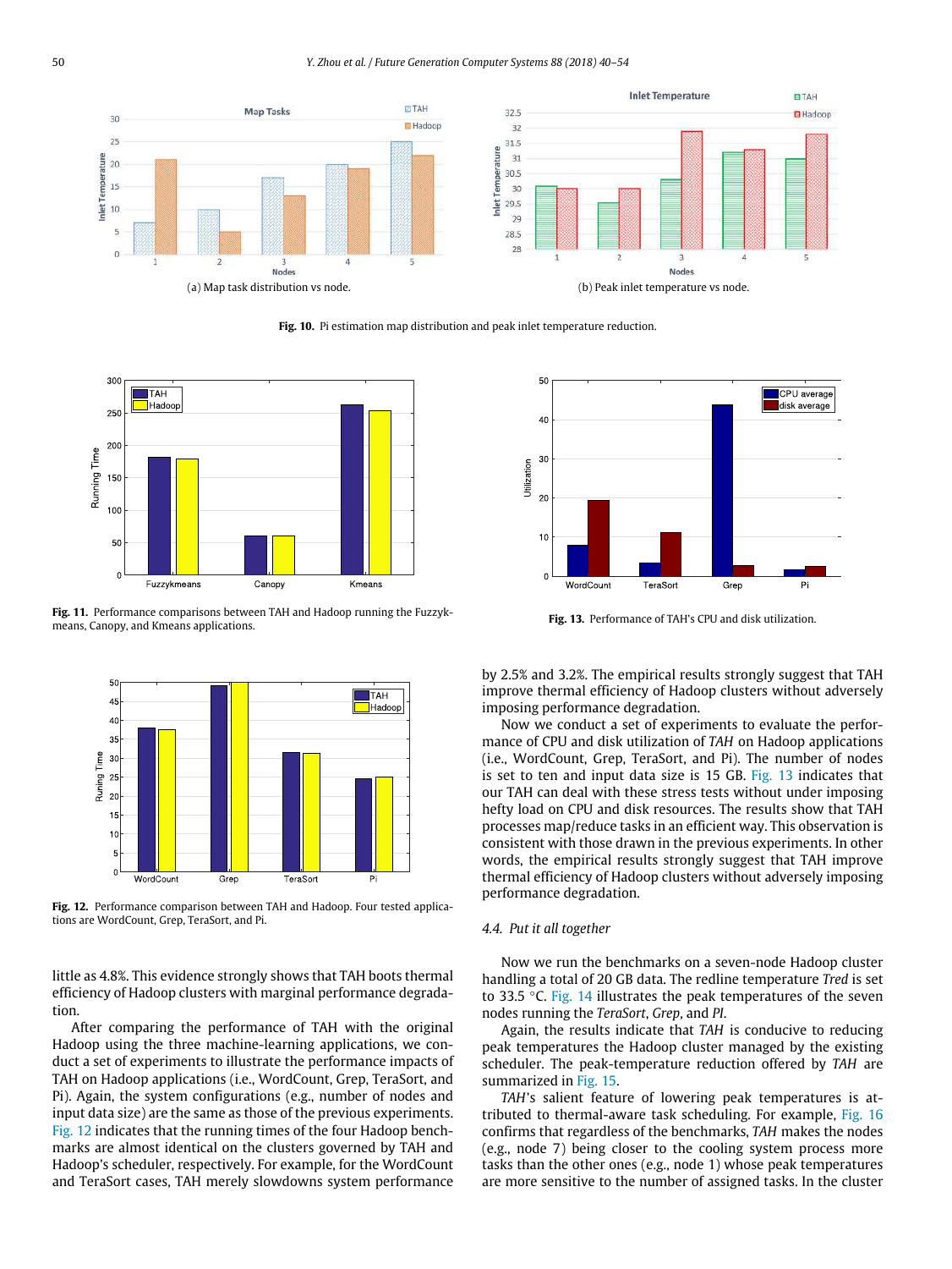(a) Map task distribution vs node.

(b) Peak inlet temperature vs node.

**Fig. 10.** Pi estimation map distribution and peak inlet temperature reduction.

**Fig. 11.** Performance comparisons between TAH and Hadoop running the Fuzzykmeans, Canopy, and Kmeans applications.

**Fig. 13.** Performance of TAH's CPU and disk utilization.

**Fig. 12.** Performance comparison between TAH and Hadoop. Four tested applications are WordCount, Grep, TeraSort, and Pi.

little as 4.8%. This evidence strongly shows that TAH boots thermal efficiency of Hadoop clusters with marginal performance degradation.

After comparing the performance of TAH with the original Hadoop using the three machine-learning applications, we conduct a set of experiments to illustrate the performance impacts of TAH on Hadoop applications (i.e., WordCount, Grep, TeraSort, and Pi). Again, the system configurations (e.g., number of nodes and input data size) are the same as those of the previous experiments. Fig. 12 indicates that the running times of the four Hadoop benchmarks are almost identical on the clusters governed by TAH and Hadoop's scheduler, respectively. For example, for the WordCount and TeraSort cases, TAH merely slowdowns system performance by 2.5% and 3.2%. The empirical results strongly suggest that TAH improve thermal efficiency of Hadoop clusters without adversely imposing performance degradation.

Now we conduct a set of experiments to evaluate the performance of CPU and disk utilization of *TAH* on Hadoop applications (i.e., WordCount, Grep, TeraSort, and Pi). The number of nodes is set to ten and input data size is 15 GB. Fig. 13 indicates that our TAH can deal with these stress tests without under imposing hefty load on CPU and disk resources. The results show that TAH processes map/reduce tasks in an efficient way. This observation is consistent with those drawn in the previous experiments. In other words, the empirical results strongly suggest that TAH improve thermal efficiency of Hadoop clusters without adversely imposing performance degradation.

### *4.4. Put it all together*

Now we run the benchmarks on a seven-node Hadoop cluster handling a total of 20 GB data. The redline temperature *Tred* is set to 33.5 °C. Fig. 14 illustrates the peak temperatures of the seven nodes running the *TeraSort*, *Grep*, and *PI*.

Again, the results indicate that *TAH* is conducive to reducing peak temperatures the Hadoop cluster managed by the existing scheduler. The peak-temperature reduction offered by *TAH* are summarized in Fig. 15.

*TAH*'s salient feature of lowering peak temperatures is attributed to thermal-aware task scheduling. For example, Fig. 16 confirms that regardless of the benchmarks, *TAH* makes the nodes (e.g., node 7) being closer to the cooling system process more tasks than the other ones (e.g., node 1) whose peak temperatures are more sensitive to the number of assigned tasks. In the cluster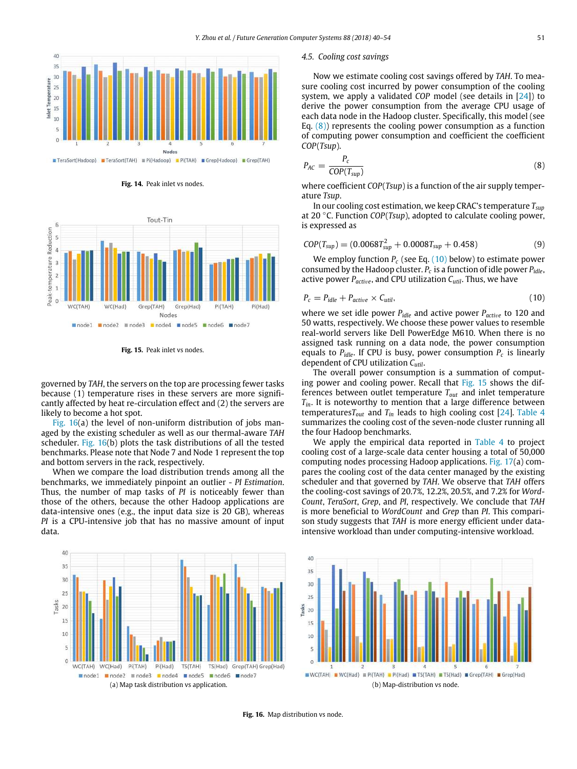Fig. 14. Peak inlet vs nodes.

Fig. 15. Peak inlet vs nodes.

governed by *TAH*, the servers on the top are processing fewer tasks because (1) temperature rises in these servers are more significantly affected by heat re-circulation effect and (2) the servers are likely to become a hot spot.

Fig. 16(a) the level of non-uniform distribution of jobs managed by the existing scheduler as well as our thermal-aware *TAH* scheduler. Fig. 16(b) plots the task distributions of all the tested benchmarks. Please note that Node 7 and Node 1 represent the top and bottom servers in the rack, respectively.

When we compare the load distribution trends among all the benchmarks, we immediately pinpoint an outlier - *PI Estimation*. Thus, the number of map tasks of *PI* is noticeably fewer than those of the others, because the other Hadoop applications are data-intensive ones (e.g., the input data size is 20 GB), whereas *PI* is a CPU-intensive job that has no massive amount of input data.

### 4.5. Cooling cost savings

Now we estimate cooling cost savings offered by *TAH*. To measure cooling cost incurred by power consumption of the cooling system, we apply a validated *COP* model (see details in [24]) to derive the power consumption from the average CPU usage of each data node in the Hadoop cluster. Specifically, this model (see Eq. (8)) represents the cooling power consumption as a function of computing power consumption and coefficient the coefficient *COP*(*Tsup*).

$$P_{AC} = \frac{P_c}{COP(T_{sup})} \tag{8}$$

where coefficient *COP*(*Tsup*) is a function of the air supply temperature *Tsup*.

In our cooling cost estimation, we keep CRAC's temperature $T_{sup}$ at 20 °C. Function *COP*(*Tsup*), adopted to calculate cooling power, is expressed as

$$COP(T_{sup}) = (0.0068T_{sup}^2 + 0.0008T_{sup} + 0.458) \tag{9}$$

We employ function $P_c$ (see Eq. (10) below) to estimate power consumed by the Hadoop cluster. $P_c$ is a function of idle power $P_{idle}$, active power $P_{active}$, and CPU utilization $C_{util}$. Thus, we have

$$P_c = P_{idle} + P_{active} \times C_{util}, \tag{10}$$

where we set idle power $P_{idle}$ and active power $P_{active}$ to 120 and 50 watts, respectively. We choose these power values to resemble real-world servers like Dell PowerEdge M610. When there is no assigned task running on a data node, the power consumption equals to $P_{idle}$. If CPU is busy, power consumption $P_c$ is linearly dependent of CPU utilization $C_{util}$.

The overall power consumption is a summation of computing power and cooling power. Recall that Fig. 15 shows the differences between outlet temperature $T_{out}$ and inlet temperature $T_{in}$. It is noteworthy to mention that a large difference between temperatures$T_{out}$ and $T_{in}$ leads to high cooling cost [24]. Table 4 summarizes the cooling cost of the seven-node cluster running all the four Hadoop benchmarks.

We apply the empirical data reported in Table 4 to project cooling cost of a large-scale data center housing a total of 50,000 computing nodes processing Hadoop applications. Fig. 17(a) compares the cooling cost of the data center managed by the existing scheduler and that governed by *TAH*. We observe that *TAH* offers the cooling-cost savings of 20.7%, 12.2%, 20.5%, and 7.2% for *WordCount*, *TeraSort*, *Grep*, and *PI*, respectively. We conclude that *TAH* is more beneficial to *WordCount* and *Grep* than *PI*. This comparison study suggests that *TAH* is more energy efficient under data-intensive workload than under computing-intensive workload.

(a) Map task distribution vs application.

(b) Map-distribution vs node.

Fig. 16. Map distribution vs node.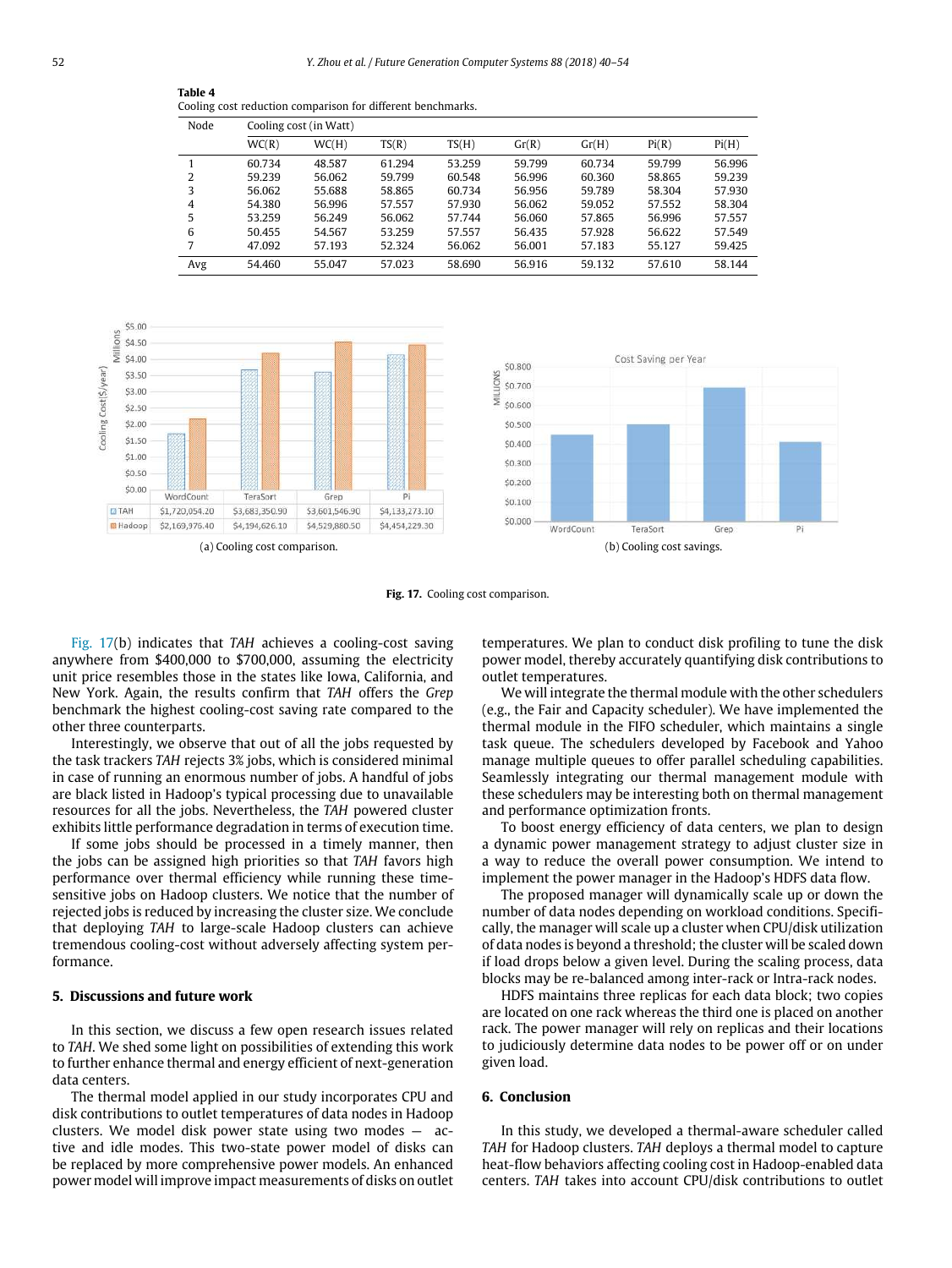**Table 4**
Cooling cost reduction comparison for different benchmarks.

| Node | Cooling cost (in Watt) | | | | | | | |
|---|---|---|---|---|---|---|---|---|
| | WC(R) | WC(H) | TS(R) | TS(H) | Gr(R) | Gr(H) | Pi(R) | Pi(H) |
| 1 | 60.734 | 48.587 | 61.294 | 53.259 | 59.799 | 60.734 | 59.799 | 56.996 |
| 2 | 59.239 | 56.062 | 59.799 | 60.548 | 56.996 | 60.360 | 58.865 | 59.239 |
| 3 | 56.062 | 55.688 | 58.865 | 60.734 | 56.956 | 59.789 | 58.304 | 57.930 |
| 4 | 54.380 | 56.996 | 57.557 | 57.930 | 56.062 | 59.052 | 57.552 | 58.304 |
| 5 | 53.259 | 56.249 | 56.062 | 57.744 | 56.060 | 57.865 | 56.996 | 57.557 |
| 6 | 50.455 | 54.567 | 53.259 | 57.557 | 56.435 | 57.928 | 56.622 | 57.549 |
| 7 | 47.092 | 57.193 | 52.324 | 56.062 | 56.001 | 57.183 | 55.127 | 59.425 |
| Avg | 54.460 | 55.047 | 57.023 | 58.690 | 56.916 | 59.132 | 57.610 | 58.144 |

| | WordCount | TeraSort | Grep | Pi |
|---|---|---|---|---|
| TAH | $1,720,054.20 | $3,683,350.90 | $3,601,546.90 | $4,133,273.10 |
| Hadoop | $2,169,976.40 | $4,194,626.10 | $4,529,880.50 | $4,454,229.30 |

(a) Cooling cost comparison.

(b) Cooling cost savings.

**Fig. 17.** Cooling cost comparison.

Fig. 17(b) indicates that *TAH* achieves a cooling-cost saving anywhere from $400,000 to $700,000, assuming the electricity unit price resembles those in the states like Iowa, California, and New York. Again, the results confirm that *TAH* offers the *Grep* benchmark the highest cooling-cost saving rate compared to the other three counterparts.

Interestingly, we observe that out of all the jobs requested by the task trackers *TAH* rejects 3% jobs, which is considered minimal in case of running an enormous number of jobs. A handful of jobs are black listed in Hadoop's typical processing due to unavailable resources for all the jobs. Nevertheless, the *TAH* powered cluster exhibits little performance degradation in terms of execution time.

If some jobs should be processed in a timely manner, then the jobs can be assigned high priorities so that *TAH* favors high performance over thermal efficiency while running these time-sensitive jobs on Hadoop clusters. We notice that the number of rejected jobs is reduced by increasing the cluster size. We conclude that deploying *TAH* to large-scale Hadoop clusters can achieve tremendous cooling-cost without adversely affecting system performance.

## 5. Discussions and future work

In this section, we discuss a few open research issues related to *TAH*. We shed some light on possibilities of extending this work to further enhance thermal and energy efficient of next-generation data centers.

The thermal model applied in our study incorporates CPU and disk contributions to outlet temperatures of data nodes in Hadoop clusters. We model disk power state using two modes — active and idle modes. This two-state power model of disks can be replaced by more comprehensive power models. An enhanced power model will improve impact measurements of disks on outlet temperatures. We plan to conduct disk profiling to tune the disk power model, thereby accurately quantifying disk contributions to outlet temperatures.

We will integrate the thermal module with the other schedulers (e.g., the Fair and Capacity scheduler). We have implemented the thermal module in the FIFO scheduler, which maintains a single task queue. The schedulers developed by Facebook and Yahoo manage multiple queues to offer parallel scheduling capabilities. Seamlessly integrating our thermal management module with these schedulers may be interesting both on thermal management and performance optimization fronts.

To boost energy efficiency of data centers, we plan to design a dynamic power management strategy to adjust cluster size in a way to reduce the overall power consumption. We intend to implement the power manager in the Hadoop's HDFS data flow.

The proposed manager will dynamically scale up or down the number of data nodes depending on workload conditions. Specifically, the manager will scale up a cluster when CPU/disk utilization of data nodes is beyond a threshold; the cluster will be scaled down if load drops below a given level. During the scaling process, data blocks may be re-balanced among inter-rack or Intra-rack nodes.

HDFS maintains three replicas for each data block; two copies are located on one rack whereas the third one is placed on another rack. The power manager will rely on replicas and their locations to judiciously determine data nodes to be power off or on under given load.

## 6. Conclusion

In this study, we developed a thermal-aware scheduler called *TAH* for Hadoop clusters. *TAH* deploys a thermal model to capture heat-flow behaviors affecting cooling cost in Hadoop-enabled data centers. *TAH* takes into account CPU/disk contributions to outlet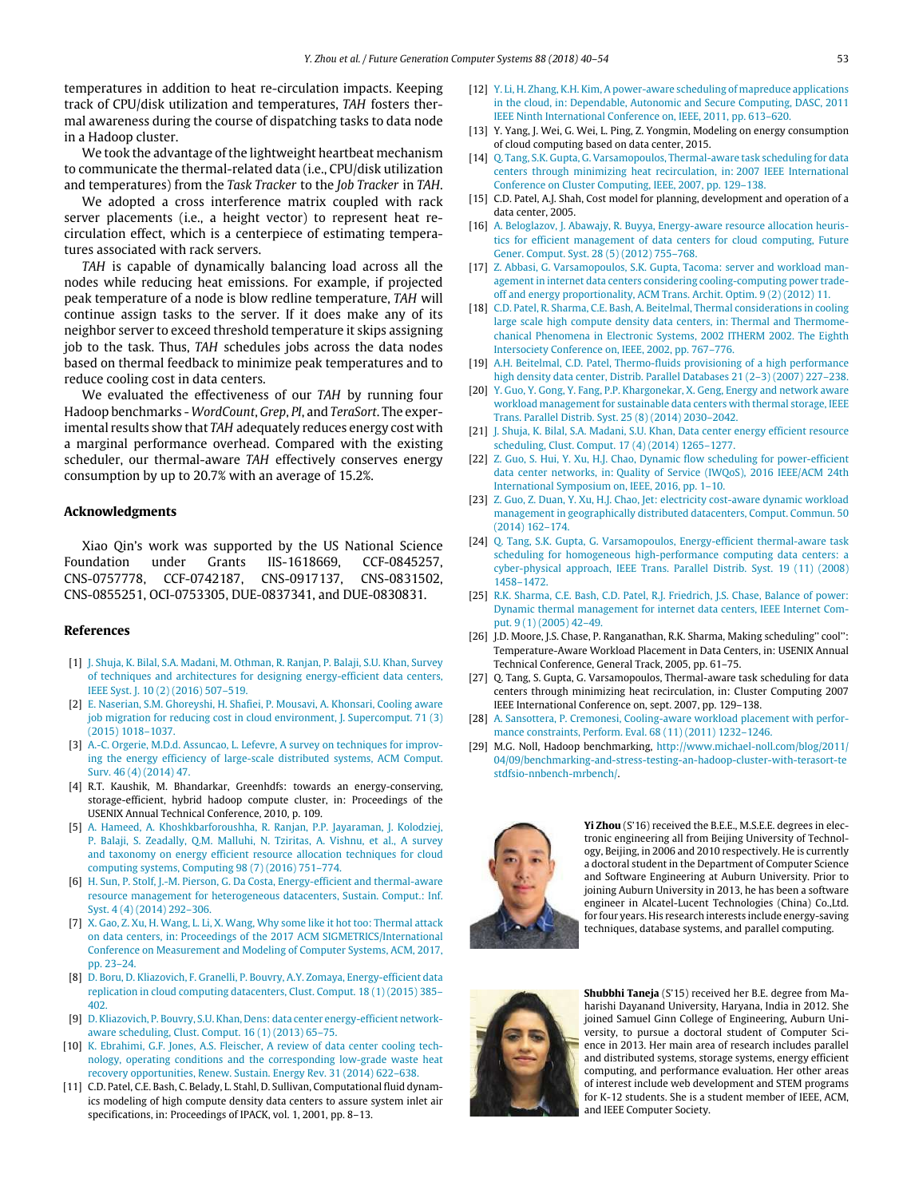temperatures in addition to heat re-circulation impacts. Keeping track of CPU/disk utilization and temperatures, *TAH* fosters thermal awareness during the course of dispatching tasks to data node in a Hadoop cluster.

We took the advantage of the lightweight heartbeat mechanism to communicate the thermal-related data (i.e., CPU/disk utilization and temperatures) from the *Task Tracker* to the *Job Tracker* in *TAH*.

We adopted a cross interference matrix coupled with rack server placements (i.e., a height vector) to represent heat re-circulation effect, which is a centerpiece of estimating temperatures associated with rack servers.

*TAH* is capable of dynamically balancing load across all the nodes while reducing heat emissions. For example, if projected peak temperature of a node is blow redline temperature, *TAH* will continue assign tasks to the server. If it does make any of its neighbor server to exceed threshold temperature it skips assigning job to the task. Thus, *TAH* schedules jobs across the data nodes based on thermal feedback to minimize peak temperatures and to reduce cooling cost in data centers.

We evaluated the effectiveness of our *TAH* by running four Hadoop benchmarks - *WordCount*, *Grep*, *PI*, and *TeraSort*. The experimental results show that *TAH* adequately reduces energy cost with a marginal performance overhead. Compared with the existing scheduler, our thermal-aware *TAH* effectively conserves energy consumption by up to 20.7% with an average of 15.2%.

## Acknowledgments

Xiao Qin's work was supported by the US National Science Foundation under Grants IIS-1618669, CCF-0845257, CNS-0757778, CCF-0742187, CNS-0917137, CNS-0831502, CNS-0855251, OCI-0753305, DUE-0837341, and DUE-0830831.

## References

[1] J. Shuja, K. Bilal, S.A. Madani, M. Othman, R. Ranjan, P. Balaji, S.U. Khan, Survey of techniques and architectures for designing energy-efficient data centers, IEEE Syst. J. 10 (2) (2016) 507–519.

[2] E. Naserian, S.M. Ghoreyshi, H. Shafiei, P. Mousavi, A. Khonsari, Cooling aware job migration for reducing cost in cloud environment, J. Supercomput. 71 (3) (2015) 1018–1037.

[3] A.-C. Orgerie, M.D.d. Assuncao, L. Lefevre, A survey on techniques for improving the energy efficiency of large-scale distributed systems, ACM Comput. Surv. 46 (4) (2014) 47.

[4] R.T. Kaushik, M. Bhandarkar, Greenhdfs: towards an energy-conserving, storage-efficient, hybrid hadoop compute cluster, in: Proceedings of the USENIX Annual Technical Conference, 2010, p. 109.

[5] A. Hameed, A. Khoshkbarforoushha, R. Ranjan, P.P. Jayaraman, J. Kolodziej, P. Balaji, S. Zeadally, Q.M. Malluhi, N. Tziritas, A. Vishnu, et al., A survey and taxonomy on energy efficient resource allocation techniques for cloud computing systems, Computing 98 (7) (2016) 751–774.

[6] H. Sun, P. Stolf, J.-M. Pierson, G. Da Costa, Energy-efficient and thermal-aware resource management for heterogeneous datacenters, Sustain. Comput.: Inf. Syst. 4 (4) (2014) 292–306.

[7] X. Gao, Z. Xu, H. Wang, L. Li, X. Wang, Why some like it hot too: Thermal attack on data centers, in: Proceedings of the 2017 ACM SIGMETRICS/International Conference on Measurement and Modeling of Computer Systems, ACM, 2017, pp. 23–24.

[8] D. Boru, D. Kliazovich, F. Granelli, P. Bouvry, A.Y. Zomaya, Energy-efficient data replication in cloud computing datacenters, Clust. Comput. 18 (1) (2015) 385–402.

[9] D. Kliazovich, P. Bouvry, S.U. Khan, Dens: data center energy-efficient network-aware scheduling, Clust. Comput. 16 (1) (2013) 65–75.

[10] K. Ebrahimi, G.F. Jones, A.S. Fleischer, A review of data center cooling technology, operating conditions and the corresponding low-grade waste heat recovery opportunities, Renew. Sustain. Energy Rev. 31 (2014) 622–638.

[11] C.D. Patel, C.E. Bash, C. Belady, L. Stahl, D. Sullivan, Computational fluid dynamics modeling of high compute density data centers to assure system inlet air specifications, in: Proceedings of IPACK, vol. 1, 2001, pp. 8–13.

[12] Y. Li, H. Zhang, K.H. Kim, A power-aware scheduling of mapreduce applications in the cloud, in: Dependable, Autonomic and Secure Computing, DASC, 2011 IEEE Ninth International Conference on, IEEE, 2011, pp. 613–620.

[13] Y. Yang, J. Wei, G. Wei, L. Ping, Z. Yongmin, Modeling on energy consumption of cloud computing based on data center, 2015.

[14] Q. Tang, S.K. Gupta, G. Varsamopoulos, Thermal-aware task scheduling for data centers through minimizing heat recirculation, in: 2007 IEEE International Conference on Cluster Computing, IEEE, 2007, pp. 129–138.

[15] C.D. Patel, A.J. Shah, Cost model for planning, development and operation of a data center, 2005.

[16] A. Beloglazov, J. Abawajy, R. Buyya, Energy-aware resource allocation heuristics for efficient management of data centers for cloud computing, Future Gener. Comput. Syst. 28 (5) (2012) 755–768.

[17] Z. Abbasi, G. Varsamopoulos, S.K. Gupta, Tacoma: server and workload management in internet data centers considering cooling-computing power trade-off and energy proportionality, ACM Trans. Archit. Optim. 9 (2) (2012) 11.

[18] C.D. Patel, R. Sharma, C.E. Bash, A. Beitelmal, Thermal considerations in cooling large scale high compute density data centers, in: Thermal and Thermomechanical Phenomena in Electronic Systems, 2002 ITHERM 2002. The Eighth Intersociety Conference on, IEEE, 2002, pp. 767–776.

[19] A.H. Beitelmal, C.D. Patel, Thermo-fluids provisioning of a high performance high density data center, Distrib. Parallel Databases 21 (2–3) (2007) 227–238.

[20] Y. Guo, Y. Gong, Y. Fang, P.P. Khargonekar, X. Geng, Energy and network aware workload management for sustainable data centers with thermal storage, IEEE Trans. Parallel Distrib. Syst. 25 (8) (2014) 2030–2042.

[21] J. Shuja, K. Bilal, S.A. Madani, S.U. Khan, Data center energy efficient resource scheduling, Clust. Comput. 17 (4) (2014) 1265–1277.

[22] Z. Guo, S. Hui, Y. Xu, H.J. Chao, Dynamic flow scheduling for power-efficient data center networks, in: Quality of Service (IWQoS), 2016 IEEE/ACM 24th International Symposium on, IEEE, 2016, pp. 1–10.

[23] Z. Guo, Z. Duan, Y. Xu, H.J. Chao, Jet: electricity cost-aware dynamic workload management in geographically distributed datacenters, Comput. Commun. 50 (2014) 162–174.

[24] Q. Tang, S.K. Gupta, G. Varsamopoulos, Energy-efficient thermal-aware task scheduling for homogeneous high-performance computing data centers: a cyber-physical approach, IEEE Trans. Parallel Distrib. Syst. 19 (11) (2008) 1458–1472.

[25] R.K. Sharma, C.E. Bash, C.D. Patel, R.J. Friedrich, J.S. Chase, Balance of power: Dynamic thermal management for internet data centers, IEEE Internet Comput. 9 (1) (2005) 42–49.

[26] J.D. Moore, J.S. Chase, P. Ranganathan, R.K. Sharma, Making scheduling'' cool'': Temperature-Aware Workload Placement in Data Centers, in: USENIX Annual Technical Conference, General Track, 2005, pp. 61–75.

[27] Q. Tang, S. Gupta, G. Varsamopoulos, Thermal-aware task scheduling for data centers through minimizing heat recirculation, in: Cluster Computing 2007 IEEE International Conference on, sept. 2007, pp. 129–138.

[28] A. Sansottera, P. Cremonesi, Cooling-aware workload placement with performance constraints, Perform. Eval. 68 (11) (2011) 1232–1246.

[29] M.G. Noll, Hadoop benchmarking, http://www.michael-noll.com/blog/2011/04/09/benchmarking-and-stress-testing-an-hadoop-cluster-with-terasort-testdfsio-nnbench-mrbench/.

**Yi Zhou** (S'16) received the B.E.E., M.S.E.E. degrees in electronic engineering all from Beijing University of Technology, Beijing, in 2006 and 2010 respectively. He is currently a doctoral student in the Department of Computer Science and Software Engineering at Auburn University. Prior to joining Auburn University in 2013, he has been a software engineer in Alcatel-Lucent Technologies (China) Co.,Ltd. for four years. His research interests include energy-saving techniques, database systems, and parallel computing.

**Shubbhi Taneja** (S'15) received her B.E. degree from Maharishi Dayanand University, Haryana, India in 2012. She joined Samuel Ginn College of Engineering, Auburn University, to pursue a doctoral student of Computer Science in 2013. Her main area of research includes parallel and distributed systems, storage systems, energy efficient computing, and performance evaluation. Her other areas of interest include web development and STEM programs for K-12 students. She is a student member of IEEE, ACM, and IEEE Computer Society.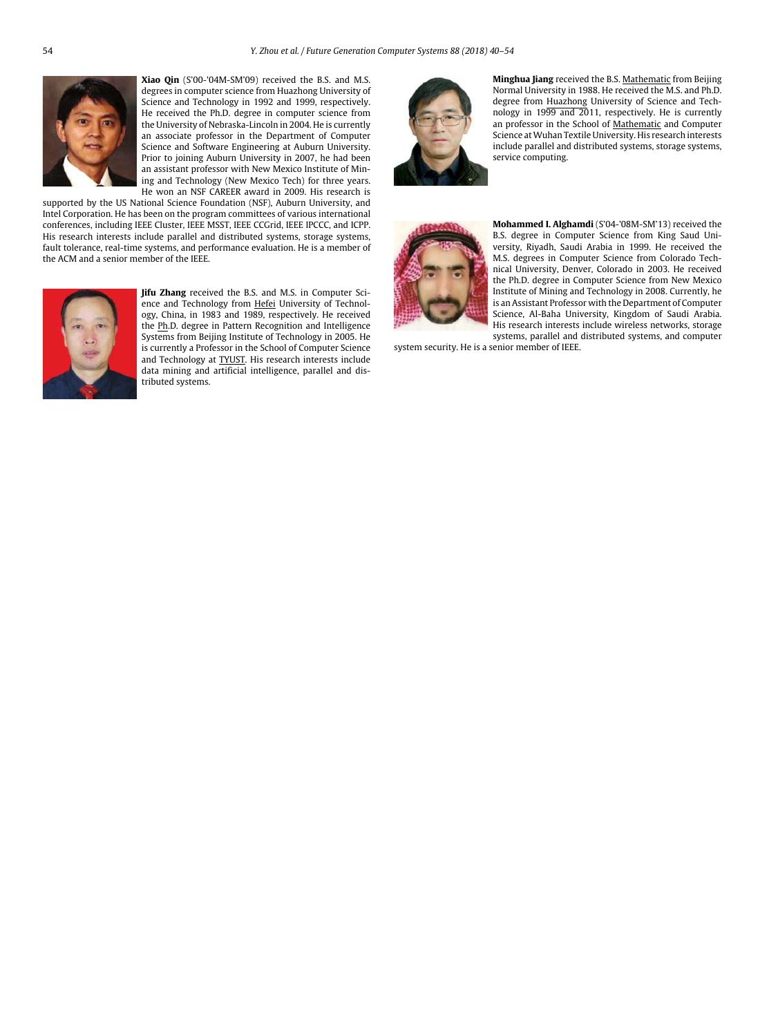**Xiao Qin** (S'00-'04M-SM'09) received the B.S. and M.S. degrees in computer science from Huazhong University of Science and Technology in 1992 and 1999, respectively. He received the Ph.D. degree in computer science from the University of Nebraska-Lincoln in 2004. He is currently an associate professor in the Department of Computer Science and Software Engineering at Auburn University. Prior to joining Auburn University in 2007, he had been an assistant professor with New Mexico Institute of Mining and Technology (New Mexico Tech) for three years. He won an NSF CAREER award in 2009. His research is supported by the US National Science Foundation (NSF), Auburn University, and Intel Corporation. He has been on the program committees of various international conferences, including IEEE Cluster, IEEE MSST, IEEE CCGrid, IEEE IPCCC, and ICPP. His research interests include parallel and distributed systems, storage systems, fault tolerance, real-time systems, and performance evaluation. He is a member of the ACM and a senior member of the IEEE.

**Jifu Zhang** received the B.S. and M.S. in Computer Science and Technology from Hefei University of Technology, China, in 1983 and 1989, respectively. He received the Ph.D. degree in Pattern Recognition and Intelligence Systems from Beijing Institute of Technology in 2005. He is currently a Professor in the School of Computer Science and Technology at TYUST. His research interests include data mining and artificial intelligence, parallel and distributed systems.

**Minghua Jiang** received the B.S. Mathematic from Beijing Normal University in 1988. He received the M.S. and Ph.D. degree from Huazhong University of Science and Technology in 1999 and 2011, respectively. He is currently an professor in the School of Mathematic and Computer Science at Wuhan Textile University. His research interests include parallel and distributed systems, storage systems, service computing.

**Mohammed I. Alghamdi** (S'04-'08M-SM'13) received the B.S. degree in Computer Science from King Saud University, Riyadh, Saudi Arabia in 1999. He received the M.S. degrees in Computer Science from Colorado Technical University, Denver, Colorado in 2003. He received the Ph.D. degree in Computer Science from New Mexico Institute of Mining and Technology in 2008. Currently, he is an Assistant Professor with the Department of Computer Science, Al-Baha University, Kingdom of Saudi Arabia. His research interests include wireless networks, storage systems, parallel and distributed systems, and computer system security. He is a senior member of IEEE.